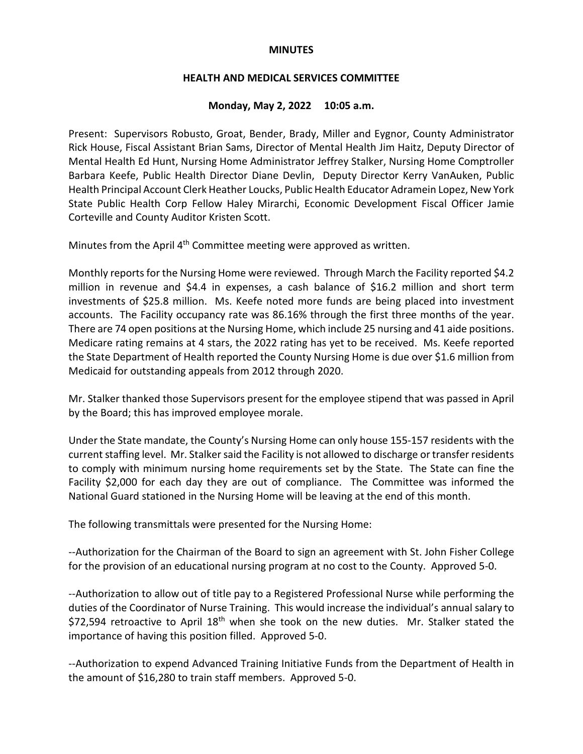**MINUTES**

**HEALTH AND MEDICAL SERVICES COMMITTEE**

**Monday, May 2, 2022 10:05 a.m.**

Present: Supervisors Robusto, Groat, Bender, Brady, Miller and Eygnor, County Administrator Rick House, Fiscal Assistant Brian Sams, Director of Mental Health Jim Haitz, Deputy Director of Mental Health Ed Hunt, Nursing Home Administrator Jeffrey Stalker, Nursing Home Comptroller Barbara Keefe, Public Health Director Diane Devlin, Deputy Director Kerry VanAuken, Public Health Principal Account Clerk Heather Loucks, Public Health Educator Adramein Lopez, New York State Public Health Corp Fellow Haley Mirarchi, Economic Development Fiscal Officer Jamie Corteville and County Auditor Kristen Scott.

Minutes from the April 4th Committee meeting were approved as written.

Monthly reports for the Nursing Home were reviewed. Through March the Facility reported $4.2 million in revenue and $4.4 in expenses, a cash balance of $16.2 million and short term investments of $25.8 million. Ms. Keefe noted more funds are being placed into investment accounts. The Facility occupancy rate was 86.16% through the first three months of the year. There are 74 open positions at the Nursing Home, which include 25 nursing and 41 aide positions. Medicare rating remains at 4 stars, the 2022 rating has yet to be received. Ms. Keefe reported the State Department of Health reported the County Nursing Home is due over $1.6 million from Medicaid for outstanding appeals from 2012 through 2020.

Mr. Stalker thanked those Supervisors present for the employee stipend that was passed in April by the Board; this has improved employee morale.

Under the State mandate, the County's Nursing Home can only house 155-157 residents with the current staffing level. Mr. Stalker said the Facility is not allowed to discharge or transfer residents to comply with minimum nursing home requirements set by the State. The State can fine the Facility $2,000 for each day they are out of compliance. The Committee was informed the National Guard stationed in the Nursing Home will be leaving at the end of this month.

The following transmittals were presented for the Nursing Home:

--Authorization for the Chairman of the Board to sign an agreement with St. John Fisher College for the provision of an educational nursing program at no cost to the County. Approved 5-0.

--Authorization to allow out of title pay to a Registered Professional Nurse while performing the duties of the Coordinator of Nurse Training. This would increase the individual's annual salary to $72,594 retroactive to April 18th when she took on the new duties. Mr. Stalker stated the importance of having this position filled. Approved 5-0.

--Authorization to expend Advanced Training Initiative Funds from the Department of Health in the amount of $16,280 to train staff members. Approved 5-0.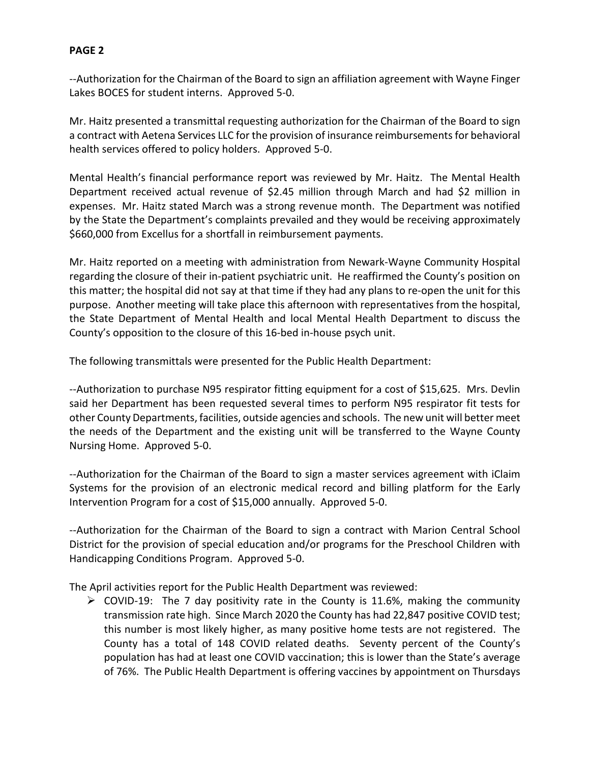**PAGE 2**

--Authorization for the Chairman of the Board to sign an affiliation agreement with Wayne Finger Lakes BOCES for student interns. Approved 5-0.

Mr. Haitz presented a transmittal requesting authorization for the Chairman of the Board to sign a contract with Aetena Services LLC for the provision of insurance reimbursements for behavioral health services offered to policy holders. Approved 5-0.

Mental Health's financial performance report was reviewed by Mr. Haitz. The Mental Health Department received actual revenue of $2.45 million through March and had $2 million in expenses. Mr. Haitz stated March was a strong revenue month. The Department was notified by the State the Department's complaints prevailed and they would be receiving approximately $660,000 from Excellus for a shortfall in reimbursement payments.

Mr. Haitz reported on a meeting with administration from Newark-Wayne Community Hospital regarding the closure of their in-patient psychiatric unit. He reaffirmed the County's position on this matter; the hospital did not say at that time if they had any plans to re-open the unit for this purpose. Another meeting will take place this afternoon with representatives from the hospital, the State Department of Mental Health and local Mental Health Department to discuss the County's opposition to the closure of this 16-bed in-house psych unit.

The following transmittals were presented for the Public Health Department:

--Authorization to purchase N95 respirator fitting equipment for a cost of $15,625. Mrs. Devlin said her Department has been requested several times to perform N95 respirator fit tests for other County Departments, facilities, outside agencies and schools. The new unit will better meet the needs of the Department and the existing unit will be transferred to the Wayne County Nursing Home. Approved 5-0.

--Authorization for the Chairman of the Board to sign a master services agreement with iClaim Systems for the provision of an electronic medical record and billing platform for the Early Intervention Program for a cost of $15,000 annually. Approved 5-0.

--Authorization for the Chairman of the Board to sign a contract with Marion Central School District for the provision of special education and/or programs for the Preschool Children with Handicapping Conditions Program. Approved 5-0.

The April activities report for the Public Health Department was reviewed:

- COVID-19: The 7 day positivity rate in the County is 11.6%, making the community transmission rate high. Since March 2020 the County has had 22,847 positive COVID test; this number is most likely higher, as many positive home tests are not registered. The County has a total of 148 COVID related deaths. Seventy percent of the County's population has had at least one COVID vaccination; this is lower than the State's average of 76%. The Public Health Department is offering vaccines by appointment on Thursdays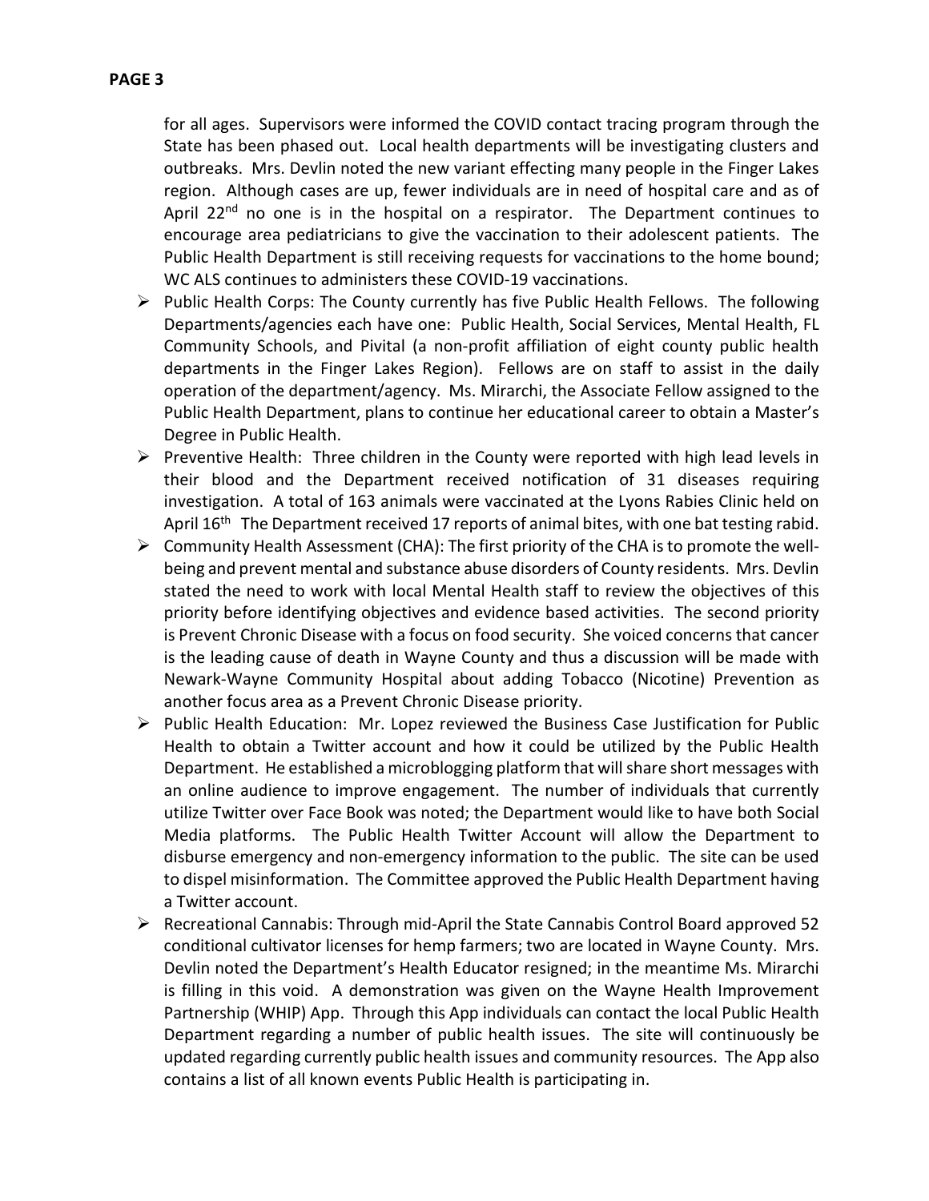for all ages. Supervisors were informed the COVID contact tracing program through the State has been phased out. Local health departments will be investigating clusters and outbreaks. Mrs. Devlin noted the new variant effecting many people in the Finger Lakes region. Although cases are up, fewer individuals are in need of hospital care and as of April 22nd no one is in the hospital on a respirator. The Department continues to encourage area pediatricians to give the vaccination to their adolescent patients. The Public Health Department is still receiving requests for vaccinations to the home bound; WC ALS continues to administers these COVID-19 vaccinations.

- Public Health Corps: The County currently has five Public Health Fellows. The following Departments/agencies each have one: Public Health, Social Services, Mental Health, FL Community Schools, and Pivital (a non-profit affiliation of eight county public health departments in the Finger Lakes Region). Fellows are on staff to assist in the daily operation of the department/agency. Ms. Mirarchi, the Associate Fellow assigned to the Public Health Department, plans to continue her educational career to obtain a Master's Degree in Public Health.
- Preventive Health: Three children in the County were reported with high lead levels in their blood and the Department received notification of 31 diseases requiring investigation. A total of 163 animals were vaccinated at the Lyons Rabies Clinic held on April 16th The Department received 17 reports of animal bites, with one bat testing rabid.
- Community Health Assessment (CHA): The first priority of the CHA is to promote the well-being and prevent mental and substance abuse disorders of County residents. Mrs. Devlin stated the need to work with local Mental Health staff to review the objectives of this priority before identifying objectives and evidence based activities. The second priority is Prevent Chronic Disease with a focus on food security. She voiced concerns that cancer is the leading cause of death in Wayne County and thus a discussion will be made with Newark-Wayne Community Hospital about adding Tobacco (Nicotine) Prevention as another focus area as a Prevent Chronic Disease priority.
- Public Health Education: Mr. Lopez reviewed the Business Case Justification for Public Health to obtain a Twitter account and how it could be utilized by the Public Health Department. He established a microblogging platform that will share short messages with an online audience to improve engagement. The number of individuals that currently utilize Twitter over Face Book was noted; the Department would like to have both Social Media platforms. The Public Health Twitter Account will allow the Department to disburse emergency and non-emergency information to the public. The site can be used to dispel misinformation. The Committee approved the Public Health Department having a Twitter account.
- Recreational Cannabis: Through mid-April the State Cannabis Control Board approved 52 conditional cultivator licenses for hemp farmers; two are located in Wayne County. Mrs. Devlin noted the Department's Health Educator resigned; in the meantime Ms. Mirarchi is filling in this void. A demonstration was given on the Wayne Health Improvement Partnership (WHIP) App. Through this App individuals can contact the local Public Health Department regarding a number of public health issues. The site will continuously be updated regarding currently public health issues and community resources. The App also contains a list of all known events Public Health is participating in.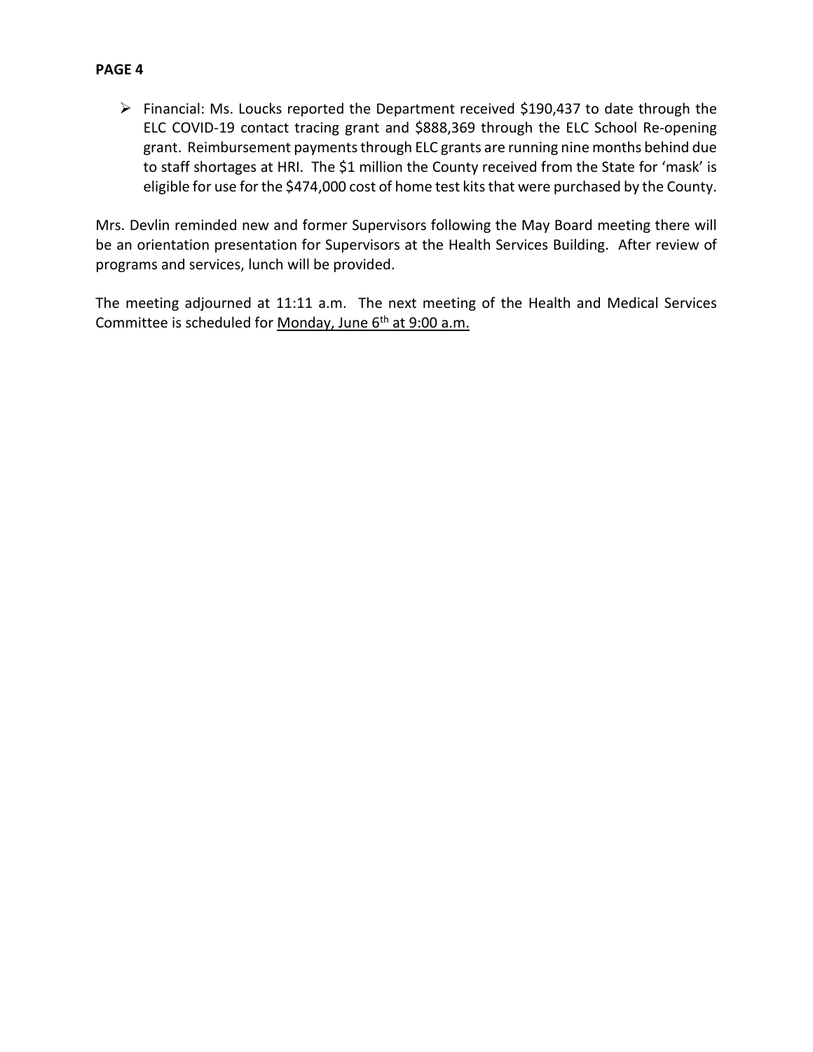- Financial: Ms. Loucks reported the Department received $190,437 to date through the ELC COVID-19 contact tracing grant and $888,369 through the ELC School Re-opening grant. Reimbursement payments through ELC grants are running nine months behind due to staff shortages at HRI. The $1 million the County received from the State for 'mask' is eligible for use for the $474,000 cost of home test kits that were purchased by the County.

Mrs. Devlin reminded new and former Supervisors following the May Board meeting there will be an orientation presentation for Supervisors at the Health Services Building. After review of programs and services, lunch will be provided.

The meeting adjourned at 11:11 a.m. The next meeting of the Health and Medical Services Committee is scheduled for Monday, June 6th at 9:00 a.m.